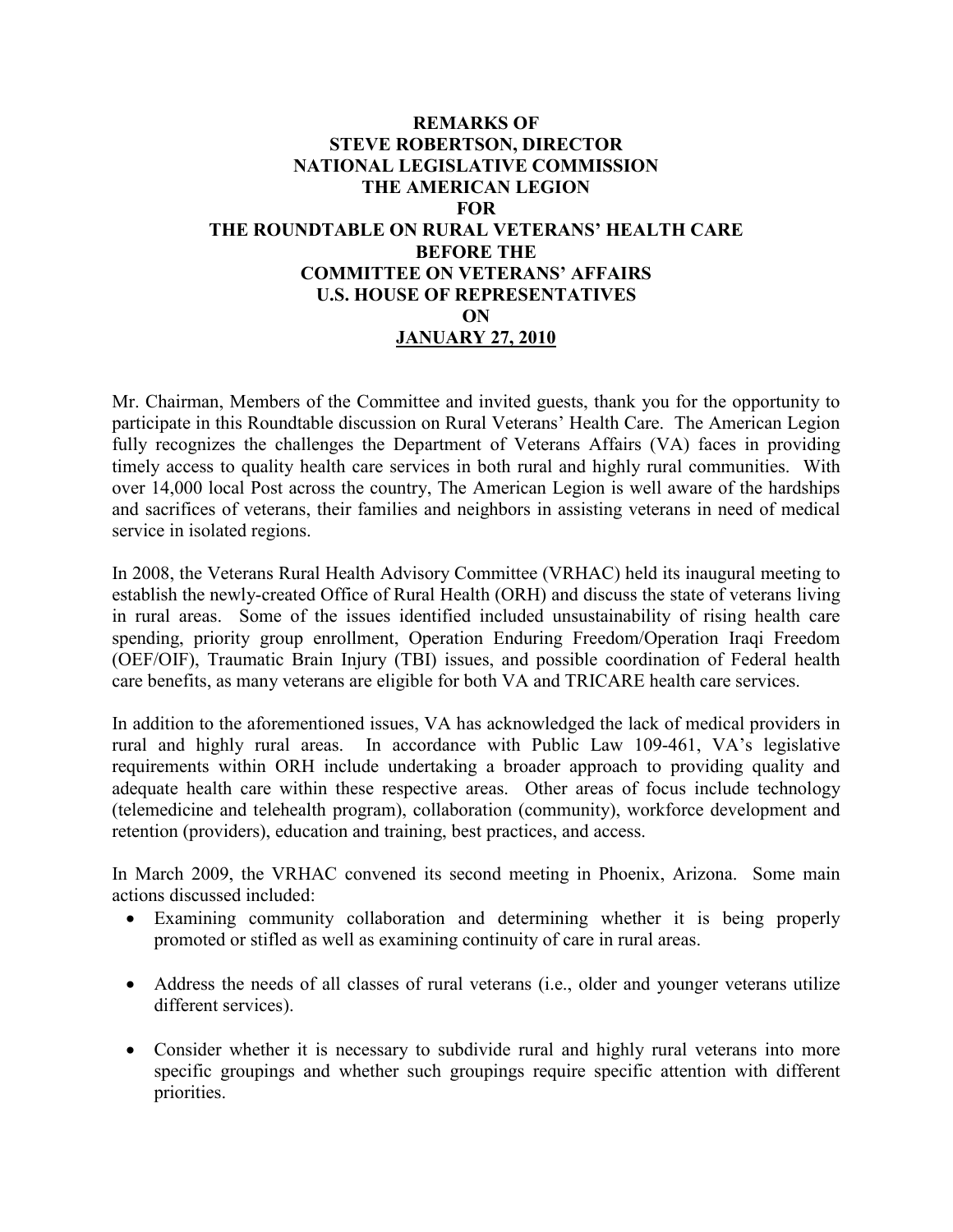# REMARKS OF STEVE ROBERTSON, DIRECTOR NATIONAL LEGISLATIVE COMMISSION THE AMERICAN LEGION FOR THE ROUNDTABLE ON RURAL VETERANS' HEALTH CARE BEFORE THE COMMITTEE ON VETERANS' AFFAIRS U.S. HOUSE OF REPRESENTATIVES ON JANUARY 27, 2010

Mr. Chairman, Members of the Committee and invited guests, thank you for the opportunity to participate in this Roundtable discussion on Rural Veterans' Health Care. The American Legion fully recognizes the challenges the Department of Veterans Affairs (VA) faces in providing timely access to quality health care services in both rural and highly rural communities. With over 14,000 local Post across the country, The American Legion is well aware of the hardships and sacrifices of veterans, their families and neighbors in assisting veterans in need of medical service in isolated regions.

In 2008, the Veterans Rural Health Advisory Committee (VRHAC) held its inaugural meeting to establish the newly-created Office of Rural Health (ORH) and discuss the state of veterans living in rural areas. Some of the issues identified included unsustainability of rising health care spending, priority group enrollment, Operation Enduring Freedom/Operation Iraqi Freedom (OEF/OIF), Traumatic Brain Injury (TBI) issues, and possible coordination of Federal health care benefits, as many veterans are eligible for both VA and TRICARE health care services.

In addition to the aforementioned issues, VA has acknowledged the lack of medical providers in rural and highly rural areas. In accordance with Public Law 109-461, VA's legislative requirements within ORH include undertaking a broader approach to providing quality and adequate health care within these respective areas. Other areas of focus include technology (telemedicine and telehealth program), collaboration (community), workforce development and retention (providers), education and training, best practices, and access.

In March 2009, the VRHAC convened its second meeting in Phoenix, Arizona. Some main actions discussed included:

- Examining community collaboration and determining whether it is being properly promoted or stifled as well as examining continuity of care in rural areas.
- Address the needs of all classes of rural veterans (i.e., older and younger veterans utilize different services).
- Consider whether it is necessary to subdivide rural and highly rural veterans into more specific groupings and whether such groupings require specific attention with different priorities.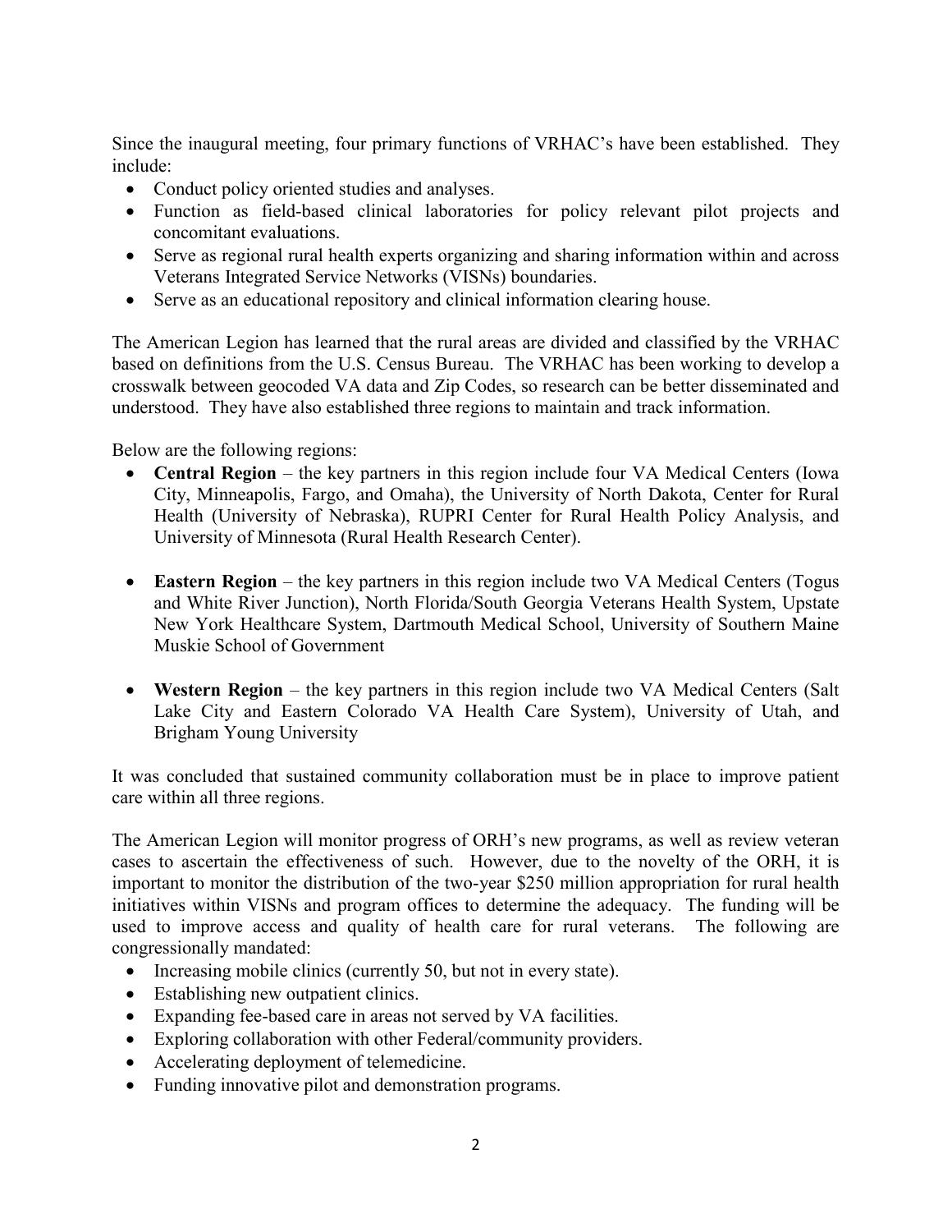Since the inaugural meeting, four primary functions of VRHAC's have been established. They include:

- Conduct policy oriented studies and analyses.
- Function as field-based clinical laboratories for policy relevant pilot projects and concomitant evaluations.
- Serve as regional rural health experts organizing and sharing information within and across Veterans Integrated Service Networks (VISNs) boundaries.
- Serve as an educational repository and clinical information clearing house.

The American Legion has learned that the rural areas are divided and classified by the VRHAC based on definitions from the U.S. Census Bureau. The VRHAC has been working to develop a crosswalk between geocoded VA data and Zip Codes, so research can be better disseminated and understood. They have also established three regions to maintain and track information.

Below are the following regions:

- **Central Region** – the key partners in this region include four VA Medical Centers (Iowa City, Minneapolis, Fargo, and Omaha), the University of North Dakota, Center for Rural Health (University of Nebraska), RUPRI Center for Rural Health Policy Analysis, and University of Minnesota (Rural Health Research Center).

- **Eastern Region** – the key partners in this region include two VA Medical Centers (Togus and White River Junction), North Florida/South Georgia Veterans Health System, Upstate New York Healthcare System, Dartmouth Medical School, University of Southern Maine Muskie School of Government

- **Western Region** – the key partners in this region include two VA Medical Centers (Salt Lake City and Eastern Colorado VA Health Care System), University of Utah, and Brigham Young University

It was concluded that sustained community collaboration must be in place to improve patient care within all three regions.

The American Legion will monitor progress of ORH's new programs, as well as review veteran cases to ascertain the effectiveness of such. However, due to the novelty of the ORH, it is important to monitor the distribution of the two-year $250 million appropriation for rural health initiatives within VISNs and program offices to determine the adequacy. The funding will be used to improve access and quality of health care for rural veterans. The following are congressionally mandated:

- Increasing mobile clinics (currently 50, but not in every state).
- Establishing new outpatient clinics.
- Expanding fee-based care in areas not served by VA facilities.
- Exploring collaboration with other Federal/community providers.
- Accelerating deployment of telemedicine.
- Funding innovative pilot and demonstration programs.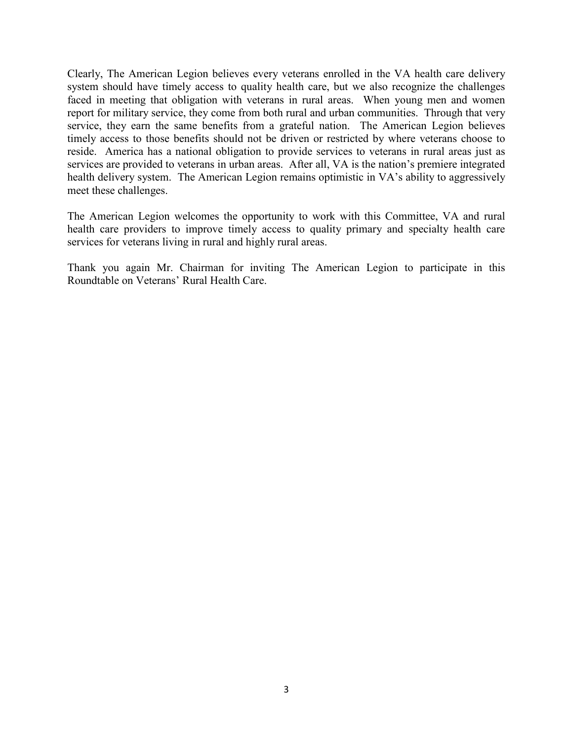Clearly, The American Legion believes every veterans enrolled in the VA health care delivery system should have timely access to quality health care, but we also recognize the challenges faced in meeting that obligation with veterans in rural areas. When young men and women report for military service, they come from both rural and urban communities. Through that very service, they earn the same benefits from a grateful nation. The American Legion believes timely access to those benefits should not be driven or restricted by where veterans choose to reside. America has a national obligation to provide services to veterans in rural areas just as services are provided to veterans in urban areas. After all, VA is the nation's premiere integrated health delivery system. The American Legion remains optimistic in VA's ability to aggressively meet these challenges.

The American Legion welcomes the opportunity to work with this Committee, VA and rural health care providers to improve timely access to quality primary and specialty health care services for veterans living in rural and highly rural areas.

Thank you again Mr. Chairman for inviting The American Legion to participate in this Roundtable on Veterans' Rural Health Care.